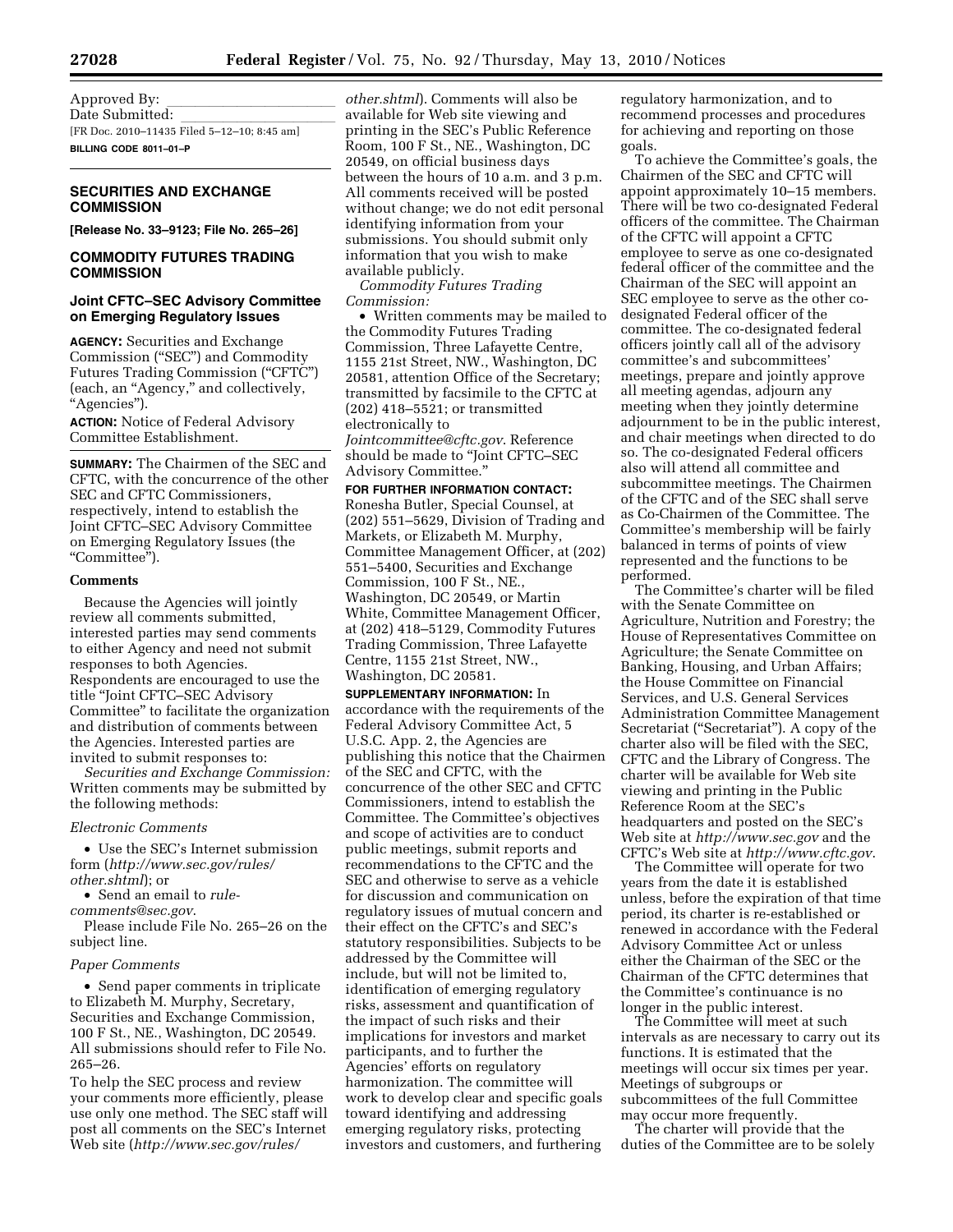Approved By: \_\_\_\_\_\_\_\_\_\_\_\_\_\_\_\_\_\_\_\_\_\_\_\_

Date Submitted: \_\_\_\_\_\_\_\_\_\_\_\_\_\_\_\_\_\_\_\_\_\_\_\_

[FR Doc. 2010–11435 Filed 5–12–10; 8:45 am]

**BILLING CODE 8011–01–P**

---

## SECURITIES AND EXCHANGE COMMISSION

**[Release No. 33–9123; File No. 265–26]**

## COMMODITY FUTURES TRADING COMMISSION

### Joint CFTC–SEC Advisory Committee on Emerging Regulatory Issues

**AGENCY:** Securities and Exchange Commission ("SEC") and Commodity Futures Trading Commission ("CFTC") (each, an "Agency," and collectively, "Agencies").

**ACTION:** Notice of Federal Advisory Committee Establishment.

**SUMMARY:** The Chairmen of the SEC and CFTC, with the concurrence of the other SEC and CFTC Commissioners, respectively, intend to establish the Joint CFTC–SEC Advisory Committee on Emerging Regulatory Issues (the "Committee").

#### Comments

Because the Agencies will jointly review all comments submitted, interested parties may send comments to either Agency and need not submit responses to both Agencies. Respondents are encouraged to use the title "Joint CFTC–SEC Advisory Committee" to facilitate the organization and distribution of comments between the Agencies. Interested parties are invited to submit responses to:

*Securities and Exchange Commission:* Written comments may be submitted by the following methods:

*Electronic Comments*

- Use the SEC's Internet submission form (*http://www.sec.gov/rules/other.shtml*); or
- Send an email to *rule-comments@sec.gov*.

Please include File No. 265–26 on the subject line.

*Paper Comments*

- Send paper comments in triplicate to Elizabeth M. Murphy, Secretary, Securities and Exchange Commission, 100 F St., NE., Washington, DC 20549. All submissions should refer to File No. 265–26.

To help the SEC process and review your comments more efficiently, please use only one method. The SEC staff will post all comments on the SEC's Internet Web site (*http://www.sec.gov/rules/other.shtml*). Comments will also be available for Web site viewing and printing in the SEC's Public Reference Room, 100 F St., NE., Washington, DC 20549, on official business days between the hours of 10 a.m. and 3 p.m. All comments received will be posted without change; we do not edit personal identifying information from your submissions. You should submit only information that you wish to make available publicly.

*Commodity Futures Trading Commission:*

- Written comments may be mailed to the Commodity Futures Trading Commission, Three Lafayette Centre, 1155 21st Street, NW., Washington, DC 20581, attention Office of the Secretary; transmitted by facsimile to the CFTC at (202) 418–5521; or transmitted electronically to *Jointcommittee@cftc.gov*. Reference should be made to "Joint CFTC–SEC Advisory Committee."

**FOR FURTHER INFORMATION CONTACT:** Ronesha Butler, Special Counsel, at (202) 551–5629, Division of Trading and Markets, or Elizabeth M. Murphy, Committee Management Officer, at (202) 551–5400, Securities and Exchange Commission, 100 F St., NE., Washington, DC 20549, or Martin White, Committee Management Officer, at (202) 418–5129, Commodity Futures Trading Commission, Three Lafayette Centre, 1155 21st Street, NW., Washington, DC 20581.

**SUPPLEMENTARY INFORMATION:** In accordance with the requirements of the Federal Advisory Committee Act, 5 U.S.C. App. 2, the Agencies are publishing this notice that the Chairmen of the SEC and CFTC, with the concurrence of the other SEC and CFTC Commissioners, intend to establish the Committee. The Committee's objectives and scope of activities are to conduct public meetings, submit reports and recommendations to the CFTC and the SEC and otherwise to serve as a vehicle for discussion and communication on regulatory issues of mutual concern and their effect on the CFTC's and SEC's statutory responsibilities. Subjects to be addressed by the Committee will include, but will not be limited to, identification of emerging regulatory risks, assessment and quantification of the impact of such risks and their implications for investors and market participants, and to further the Agencies' efforts on regulatory harmonization. The committee will work to develop clear and specific goals toward identifying and addressing emerging regulatory risks, protecting investors and customers, and furthering regulatory harmonization, and to recommend processes and procedures for achieving and reporting on those goals.

To achieve the Committee's goals, the Chairmen of the SEC and CFTC will appoint approximately 10–15 members. There will be two co-designated Federal officers of the committee. The Chairman of the CFTC will appoint a CFTC employee to serve as one co-designated federal officer of the committee and the Chairman of the SEC will appoint an SEC employee to serve as the other co-designated Federal officer of the committee. The co-designated federal officers jointly call all of the advisory committee's and subcommittees' meetings, prepare and jointly approve all meeting agendas, adjourn any meeting when they jointly determine adjournment to be in the public interest, and chair meetings when directed to do so. The co-designated Federal officers also will attend all committee and subcommittee meetings. The Chairmen of the CFTC and of the SEC shall serve as Co-Chairmen of the Committee. The Committee's membership will be fairly balanced in terms of points of view represented and the functions to be performed.

The Committee's charter will be filed with the Senate Committee on Agriculture, Nutrition and Forestry; the House of Representatives Committee on Agriculture; the Senate Committee on Banking, Housing, and Urban Affairs; the House Committee on Financial Services, and U.S. General Services Administration Committee Management Secretariat ("Secretariat"). A copy of the charter also will be filed with the SEC, CFTC and the Library of Congress. The charter will be available for Web site viewing and printing in the Public Reference Room at the SEC's headquarters and posted on the SEC's Web site at *http://www.sec.gov* and the CFTC's Web site at *http://www.cftc.gov*.

The Committee will operate for two years from the date it is established unless, before the expiration of that time period, its charter is re-established or renewed in accordance with the Federal Advisory Committee Act or unless either the Chairman of the SEC or the Chairman of the CFTC determines that the Committee's continuance is no longer in the public interest.

The Committee will meet at such intervals as are necessary to carry out its functions. It is estimated that the meetings will occur six times per year. Meetings of subgroups or subcommittees of the full Committee may occur more frequently.

The charter will provide that the duties of the Committee are to be solely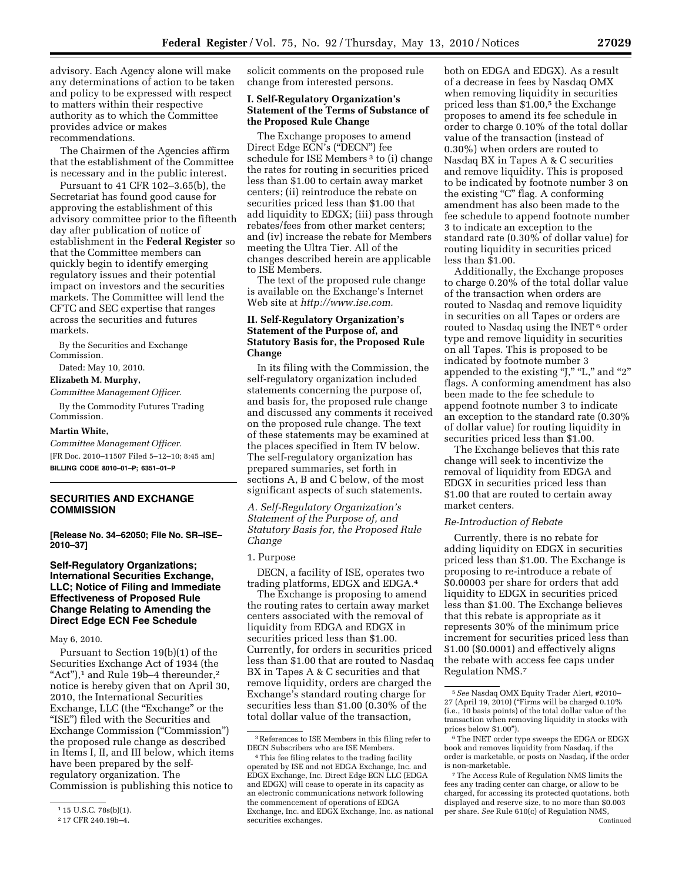advisory. Each Agency alone will make any determinations of action to be taken and policy to be expressed with respect to matters within their respective authority as to which the Committee provides advice or makes recommendations.

The Chairmen of the Agencies affirm that the establishment of the Committee is necessary and in the public interest.

Pursuant to 41 CFR 102–3.65(b), the Secretariat has found good cause for approving the establishment of this advisory committee prior to the fifteenth day after publication of notice of establishment in the **Federal Register** so that the Committee members can quickly begin to identify emerging regulatory issues and their potential impact on investors and the securities markets. The Committee will lend the CFTC and SEC expertise that ranges across the securities and futures markets.

By the Securities and Exchange Commission.

Dated: May 10, 2010.

**Elizabeth M. Murphy,**

*Committee Management Officer.*

By the Commodity Futures Trading Commission.

**Martin White,**

*Committee Management Officer.*

[FR Doc. 2010–11507 Filed 5–12–10; 8:45 am]

**BILLING CODE 8010–01–P; 6351–01–P**

---

## SECURITIES AND EXCHANGE COMMISSION

**[Release No. 34–62050; File No. SR–ISE–2010–37]**

### Self-Regulatory Organizations; International Securities Exchange, LLC; Notice of Filing and Immediate Effectiveness of Proposed Rule Change Relating to Amending the Direct Edge ECN Fee Schedule

May 6, 2010.

Pursuant to Section 19(b)(1) of the Securities Exchange Act of 1934 (the "Act"),[1] and Rule 19b–4 thereunder,[2] notice is hereby given that on April 30, 2010, the International Securities Exchange, LLC (the "Exchange" or the "ISE") filed with the Securities and Exchange Commission ("Commission") the proposed rule change as described in Items I, II, and III below, which items have been prepared by the self-regulatory organization. The Commission is publishing this notice to solicit comments on the proposed rule change from interested persons.

#### I. Self-Regulatory Organization's Statement of the Terms of Substance of the Proposed Rule Change

The Exchange proposes to amend Direct Edge ECN's ("DECN") fee schedule for ISE Members[3] to (i) change the rates for routing in securities priced less than $1.00 to certain away market centers; (ii) reintroduce the rebate on securities priced less than $1.00 that add liquidity to EDGX; (iii) pass through rebates/fees from other market centers; and (iv) increase the rebate for Members meeting the Ultra Tier. All of the changes described herein are applicable to ISE Members.

The text of the proposed rule change is available on the Exchange's Internet Web site at *http://www.ise.com.*

#### II. Self-Regulatory Organization's Statement of the Purpose of, and Statutory Basis for, the Proposed Rule Change

In its filing with the Commission, the self-regulatory organization included statements concerning the purpose of, and basis for, the proposed rule change and discussed any comments it received on the proposed rule change. The text of these statements may be examined at the places specified in Item IV below. The self-regulatory organization has prepared summaries, set forth in sections A, B and C below, of the most significant aspects of such statements.

*A. Self-Regulatory Organization's Statement of the Purpose of, and Statutory Basis for, the Proposed Rule Change*

1. Purpose

DECN, a facility of ISE, operates two trading platforms, EDGX and EDGA.[4]

The Exchange is proposing to amend the routing rates to certain away market centers associated with the removal of liquidity from EDGA and EDGX in securities priced less than $1.00. Currently, for orders in securities priced less than $1.00 that are routed to Nasdaq BX in Tapes A & C securities and that remove liquidity, orders are charged the Exchange's standard routing charge for securities less than $1.00 (0.30% of the total dollar value of the transaction, both on EDGA and EDGX). As a result of a decrease in fees by Nasdaq OMX when removing liquidity in securities priced less than $1.00,[5] the Exchange proposes to amend its fee schedule in order to charge 0.10% of the total dollar value of the transaction (instead of 0.30%) when orders are routed to Nasdaq BX in Tapes A & C securities and remove liquidity. This is proposed to be indicated by footnote number 3 on the existing "C" flag. A conforming amendment has also been made to the fee schedule to append footnote number 3 to indicate an exception to the standard rate (0.30% of dollar value) for routing liquidity in securities priced less than $1.00.

Additionally, the Exchange proposes to charge 0.20% of the total dollar value of the transaction when orders are routed to Nasdaq and remove liquidity in securities on all Tapes or orders are routed to Nasdaq using the INET[6] order type and remove liquidity in securities on all Tapes. This is proposed to be indicated by footnote number 3 appended to the existing "J," "L," and "2" flags. A conforming amendment has also been made to the fee schedule to append footnote number 3 to indicate an exception to the standard rate (0.30% of dollar value) for routing liquidity in securities priced less than $1.00.

The Exchange believes that this rate change will seek to incentivize the removal of liquidity from EDGA and EDGX in securities priced less than $1.00 that are routed to certain away market centers.

*Re-Introduction of Rebate*

Currently, there is no rebate for adding liquidity on EDGX in securities priced less than $1.00. The Exchange is proposing to re-introduce a rebate of $0.00003 per share for orders that add liquidity to EDGX in securities priced less than $1.00. The Exchange believes that this rebate is appropriate as it represents 30% of the minimum price increment for securities priced less than $1.00 ($0.0001) and effectively aligns the rebate with access fee caps under Regulation NMS.[7]

---

[1] 15 U.S.C. 78s(b)(1).

[2] 17 CFR 240.19b–4.

[3] References to ISE Members in this filing refer to DECN Subscribers who are ISE Members.

[4] This fee filing relates to the trading facility operated by ISE and not EDGA Exchange, Inc. and EDGX Exchange, Inc. Direct Edge ECN LLC (EDGA and EDGX) will cease to operate in its capacity as an electronic communications network following the commencement of operations of EDGA Exchange, Inc. and EDGX Exchange, Inc. as national securities exchanges.

[5] *See* Nasdaq OMX Equity Trader Alert, #2010–27 (April 19, 2010) ("Firms will be charged 0.10% (i.e., 10 basis points) of the total dollar value of the transaction when removing liquidity in stocks with prices below $1.00").

[6] The INET order type sweeps the EDGA or EDGX book and removes liquidity from Nasdaq, if the order is marketable, or posts on Nasdaq, if the order is non-marketable.

[7] The Access Rule of Regulation NMS limits the fees any trading center can charge, or allow to be charged, for accessing its protected quotations, both displayed and reserve size, to no more than $0.003 per share. *See* Rule 610(c) of Regulation NMS,

Continued